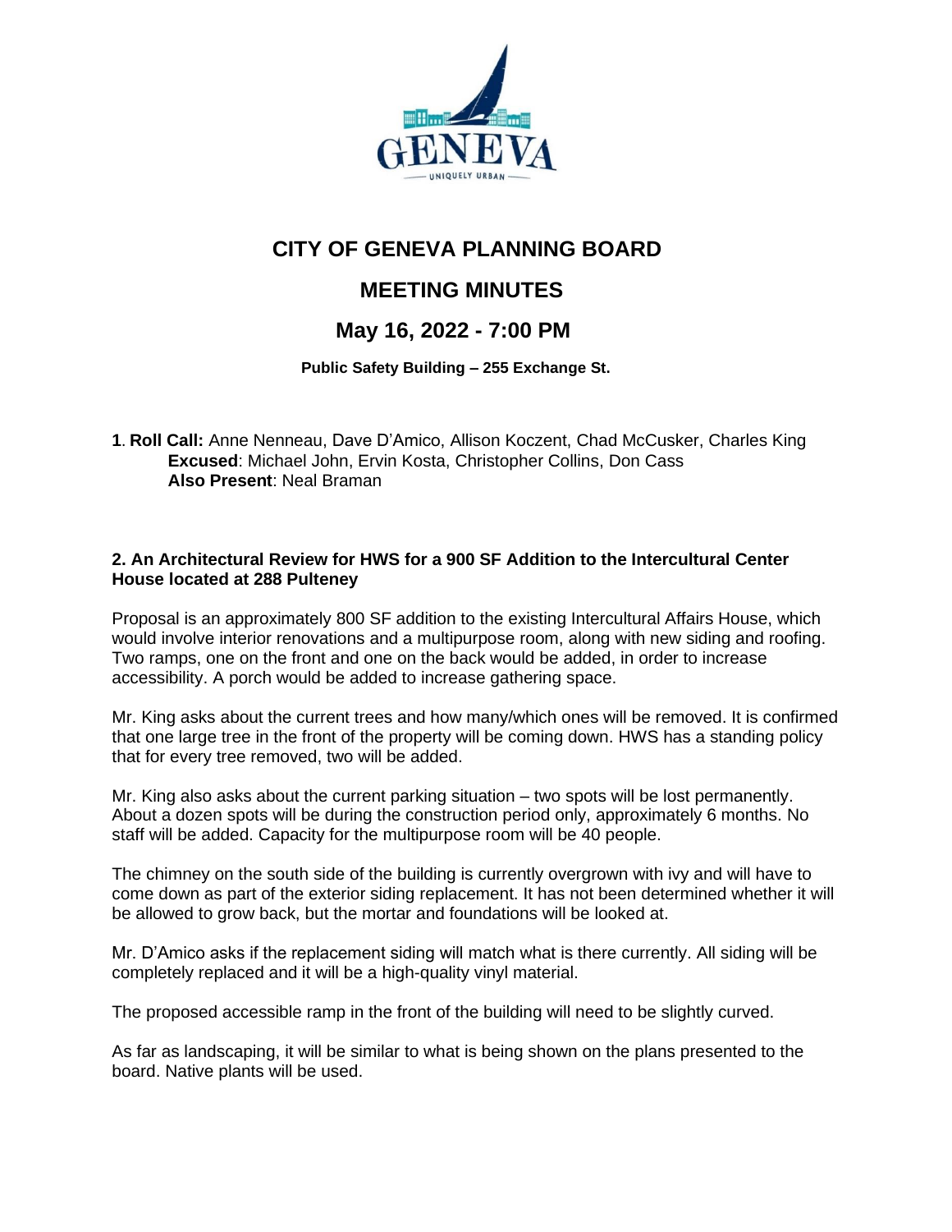# CITY OF GENEVA PLANNING BOARD

## MEETING MINUTES

## May 16, 2022 - 7:00 PM

**Public Safety Building – 255 Exchange St.**

**1**. **Roll Call:** Anne Nenneau, Dave D'Amico, Allison Koczent, Chad McCusker, Charles King
**Excused**: Michael John, Ervin Kosta, Christopher Collins, Don Cass
**Also Present**: Neal Braman

**2. An Architectural Review for HWS for a 900 SF Addition to the Intercultural Center House located at 288 Pulteney**

Proposal is an approximately 800 SF addition to the existing Intercultural Affairs House, which would involve interior renovations and a multipurpose room, along with new siding and roofing. Two ramps, one on the front and one on the back would be added, in order to increase accessibility. A porch would be added to increase gathering space.

Mr. King asks about the current trees and how many/which ones will be removed. It is confirmed that one large tree in the front of the property will be coming down. HWS has a standing policy that for every tree removed, two will be added.

Mr. King also asks about the current parking situation – two spots will be lost permanently. About a dozen spots will be during the construction period only, approximately 6 months. No staff will be added. Capacity for the multipurpose room will be 40 people.

The chimney on the south side of the building is currently overgrown with ivy and will have to come down as part of the exterior siding replacement. It has not been determined whether it will be allowed to grow back, but the mortar and foundations will be looked at.

Mr. D'Amico asks if the replacement siding will match what is there currently. All siding will be completely replaced and it will be a high-quality vinyl material.

The proposed accessible ramp in the front of the building will need to be slightly curved.

As far as landscaping, it will be similar to what is being shown on the plans presented to the board. Native plants will be used.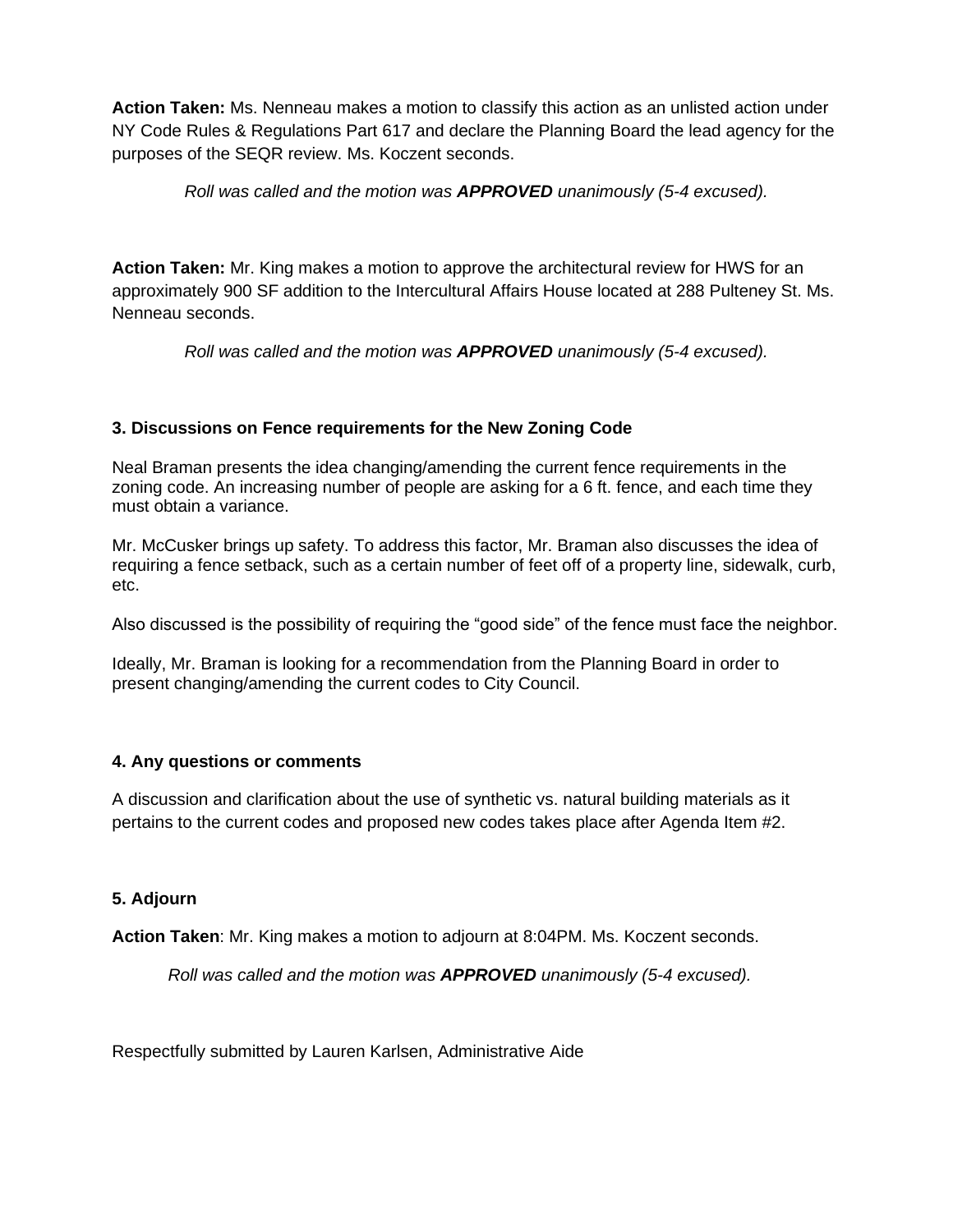**Action Taken:** Ms. Nenneau makes a motion to classify this action as an unlisted action under NY Code Rules & Regulations Part 617 and declare the Planning Board the lead agency for the purposes of the SEQR review. Ms. Koczent seconds.

*Roll was called and the motion was **APPROVED** unanimously (5-4 excused).*

**Action Taken:** Mr. King makes a motion to approve the architectural review for HWS for an approximately 900 SF addition to the Intercultural Affairs House located at 288 Pulteney St. Ms. Nenneau seconds.

*Roll was called and the motion was **APPROVED** unanimously (5-4 excused).*

**3. Discussions on Fence requirements for the New Zoning Code**

Neal Braman presents the idea changing/amending the current fence requirements in the zoning code. An increasing number of people are asking for a 6 ft. fence, and each time they must obtain a variance.

Mr. McCusker brings up safety. To address this factor, Mr. Braman also discusses the idea of requiring a fence setback, such as a certain number of feet off of a property line, sidewalk, curb, etc.

Also discussed is the possibility of requiring the "good side" of the fence must face the neighbor.

Ideally, Mr. Braman is looking for a recommendation from the Planning Board in order to present changing/amending the current codes to City Council.

**4. Any questions or comments**

A discussion and clarification about the use of synthetic vs. natural building materials as it pertains to the current codes and proposed new codes takes place after Agenda Item #2.

**5. Adjourn**

**Action Taken**: Mr. King makes a motion to adjourn at 8:04PM. Ms. Koczent seconds.

*Roll was called and the motion was **APPROVED** unanimously (5-4 excused).*

Respectfully submitted by Lauren Karlsen, Administrative Aide